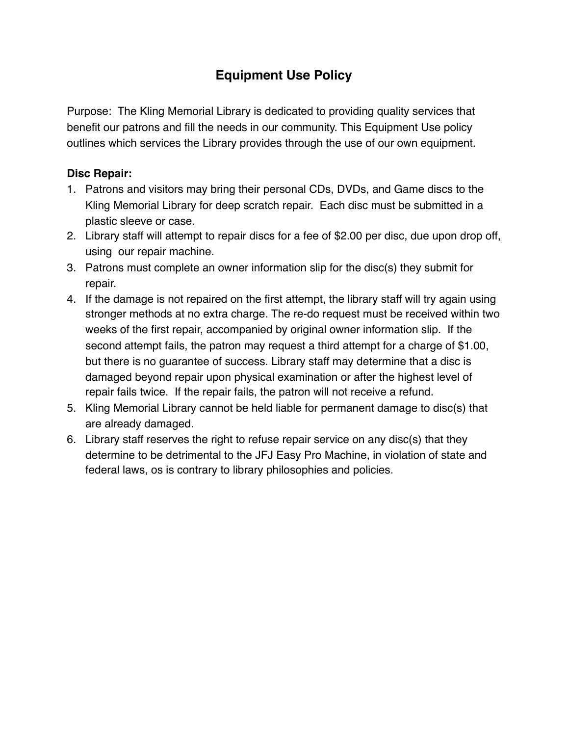# Equipment Use Policy

Purpose: The Kling Memorial Library is dedicated to providing quality services that benefit our patrons and fill the needs in our community. This Equipment Use policy outlines which services the Library provides through the use of our own equipment.

**Disc Repair:**

1. Patrons and visitors may bring their personal CDs, DVDs, and Game discs to the Kling Memorial Library for deep scratch repair. Each disc must be submitted in a plastic sleeve or case.
2. Library staff will attempt to repair discs for a fee of $2.00 per disc, due upon drop off, using our repair machine.
3. Patrons must complete an owner information slip for the disc(s) they submit for repair.
4. If the damage is not repaired on the first attempt, the library staff will try again using stronger methods at no extra charge. The re-do request must be received within two weeks of the first repair, accompanied by original owner information slip. If the second attempt fails, the patron may request a third attempt for a charge of $1.00, but there is no guarantee of success. Library staff may determine that a disc is damaged beyond repair upon physical examination or after the highest level of repair fails twice. If the repair fails, the patron will not receive a refund.
5. Kling Memorial Library cannot be held liable for permanent damage to disc(s) that are already damaged.
6. Library staff reserves the right to refuse repair service on any disc(s) that they determine to be detrimental to the JFJ Easy Pro Machine, in violation of state and federal laws, os is contrary to library philosophies and policies.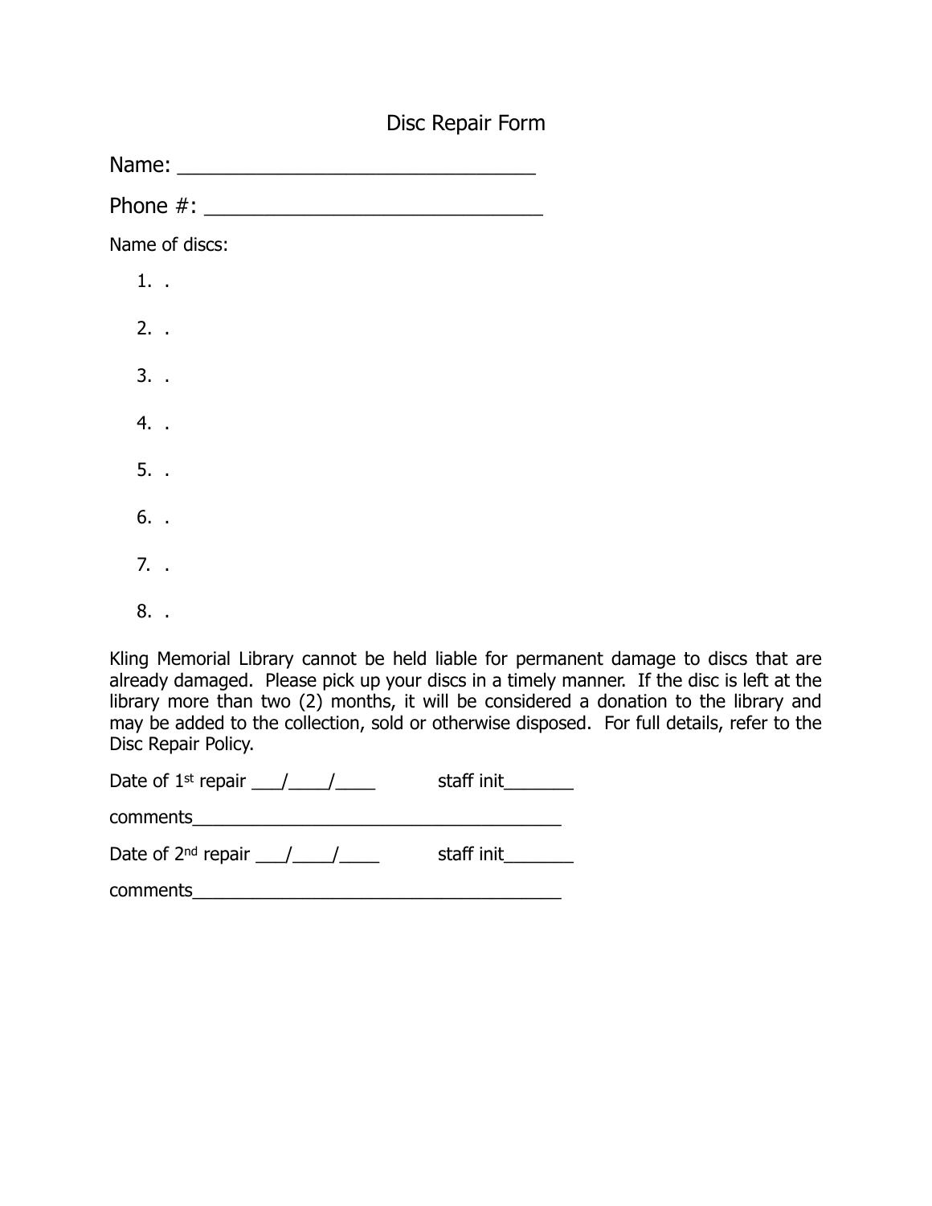# Disc Repair Form

Name: ________________________________

Phone #: ______________________________

Name of discs:

1. .
2. .
3. .
4. .
5. .
6. .
7. .
8. .

Kling Memorial Library cannot be held liable for permanent damage to discs that are already damaged. Please pick up your discs in a timely manner. If the disc is left at the library more than two (2) months, it will be considered a donation to the library and may be added to the collection, sold or otherwise disposed. For full details, refer to the Disc Repair Policy.

Date of 1st repair ___/____/____ staff init_______

comments_____________________________________

Date of 2nd repair ___/____/____ staff init_______

comments_____________________________________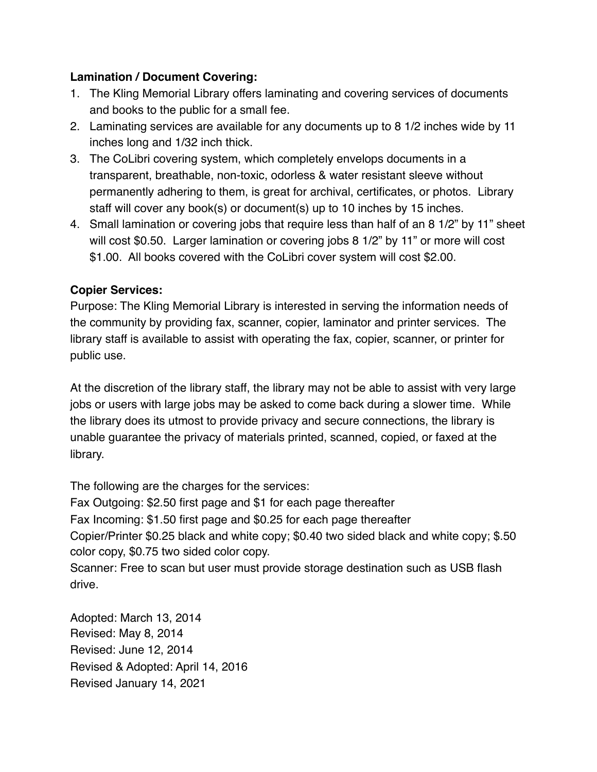**Lamination / Document Covering:**

1. The Kling Memorial Library offers laminating and covering services of documents and books to the public for a small fee.
2. Laminating services are available for any documents up to 8 1/2 inches wide by 11 inches long and 1/32 inch thick.
3. The CoLibri covering system, which completely envelops documents in a transparent, breathable, non-toxic, odorless & water resistant sleeve without permanently adhering to them, is great for archival, certificates, or photos. Library staff will cover any book(s) or document(s) up to 10 inches by 15 inches.
4. Small lamination or covering jobs that require less than half of an 8 1/2" by 11" sheet will cost $0.50. Larger lamination or covering jobs 8 1/2" by 11" or more will cost $1.00. All books covered with the CoLibri cover system will cost $2.00.

**Copier Services:**

Purpose: The Kling Memorial Library is interested in serving the information needs of the community by providing fax, scanner, copier, laminator and printer services. The library staff is available to assist with operating the fax, copier, scanner, or printer for public use.

At the discretion of the library staff, the library may not be able to assist with very large jobs or users with large jobs may be asked to come back during a slower time. While the library does its utmost to provide privacy and secure connections, the library is unable guarantee the privacy of materials printed, scanned, copied, or faxed at the library.

The following are the charges for the services:
Fax Outgoing: $2.50 first page and $1 for each page thereafter
Fax Incoming: $1.50 first page and $0.25 for each page thereafter
Copier/Printer $0.25 black and white copy; $0.40 two sided black and white copy; $.50 color copy, $0.75 two sided color copy.
Scanner: Free to scan but user must provide storage destination such as USB flash drive.

Adopted: March 13, 2014
Revised: May 8, 2014
Revised: June 12, 2014
Revised & Adopted: April 14, 2016
Revised January 14, 2021